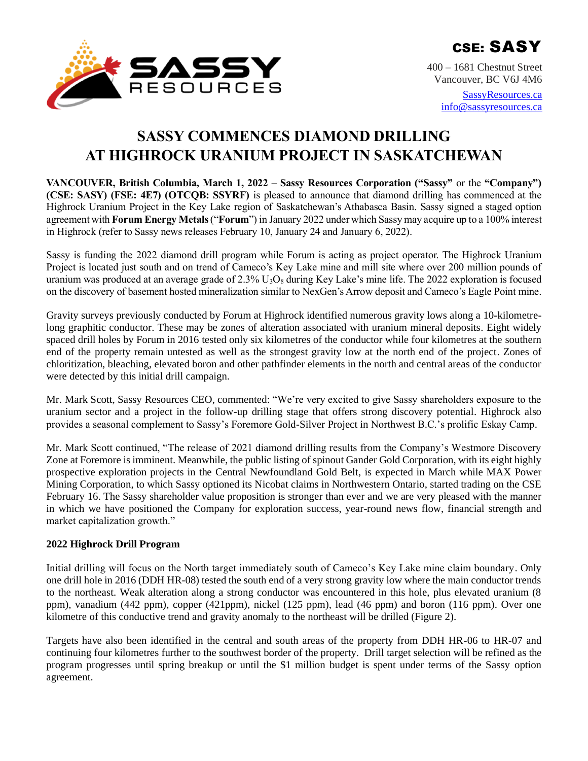**CSE: SASSY**

400 – 1681 Chestnut Street
Vancouver, BC V6J 4M6

SassyResources.ca
info@sassyresources.ca

# SASSY COMMENCES DIAMOND DRILLING AT HIGHROCK URANIUM PROJECT IN SASKATCHEWAN

**VANCOUVER, British Columbia, March 1, 2022 – Sassy Resources Corporation ("Sassy"** or the **"Company") (CSE: SASY) (FSE: 4E7) (OTCQB: SSYRF)** is pleased to announce that diamond drilling has commenced at the Highrock Uranium Project in the Key Lake region of Saskatchewan's Athabasca Basin. Sassy signed a staged option agreement with **Forum Energy Metals** ("**Forum**") in January 2022 under which Sassy may acquire up to a 100% interest in Highrock (refer to Sassy news releases February 10, January 24 and January 6, 2022).

Sassy is funding the 2022 diamond drill program while Forum is acting as project operator. The Highrock Uranium Project is located just south and on trend of Cameco's Key Lake mine and mill site where over 200 million pounds of uranium was produced at an average grade of 2.3% $U_3O_8$ during Key Lake's mine life. The 2022 exploration is focused on the discovery of basement hosted mineralization similar to NexGen's Arrow deposit and Cameco's Eagle Point mine.

Gravity surveys previously conducted by Forum at Highrock identified numerous gravity lows along a 10-kilometre-long graphitic conductor. These may be zones of alteration associated with uranium mineral deposits. Eight widely spaced drill holes by Forum in 2016 tested only six kilometres of the conductor while four kilometres at the southern end of the property remain untested as well as the strongest gravity low at the north end of the project. Zones of chloritization, bleaching, elevated boron and other pathfinder elements in the north and central areas of the conductor were detected by this initial drill campaign.

Mr. Mark Scott, Sassy Resources CEO, commented: "We're very excited to give Sassy shareholders exposure to the uranium sector and a project in the follow-up drilling stage that offers strong discovery potential. Highrock also provides a seasonal complement to Sassy's Foremore Gold-Silver Project in Northwest B.C.'s prolific Eskay Camp.

Mr. Mark Scott continued, "The release of 2021 diamond drilling results from the Company's Westmore Discovery Zone at Foremore is imminent. Meanwhile, the public listing of spinout Gander Gold Corporation, with its eight highly prospective exploration projects in the Central Newfoundland Gold Belt, is expected in March while MAX Power Mining Corporation, to which Sassy optioned its Nicobat claims in Northwestern Ontario, started trading on the CSE February 16. The Sassy shareholder value proposition is stronger than ever and we are very pleased with the manner in which we have positioned the Company for exploration success, year-round news flow, financial strength and market capitalization growth."

### 2022 Highrock Drill Program

Initial drilling will focus on the North target immediately south of Cameco's Key Lake mine claim boundary. Only one drill hole in 2016 (DDH HR-08) tested the south end of a very strong gravity low where the main conductor trends to the northeast. Weak alteration along a strong conductor was encountered in this hole, plus elevated uranium (8 ppm), vanadium (442 ppm), copper (421ppm), nickel (125 ppm), lead (46 ppm) and boron (116 ppm). Over one kilometre of this conductive trend and gravity anomaly to the northeast will be drilled (Figure 2).

Targets have also been identified in the central and south areas of the property from DDH HR-06 to HR-07 and continuing four kilometres further to the southwest border of the property. Drill target selection will be refined as the program progresses until spring breakup or until the $1 million budget is spent under terms of the Sassy option agreement.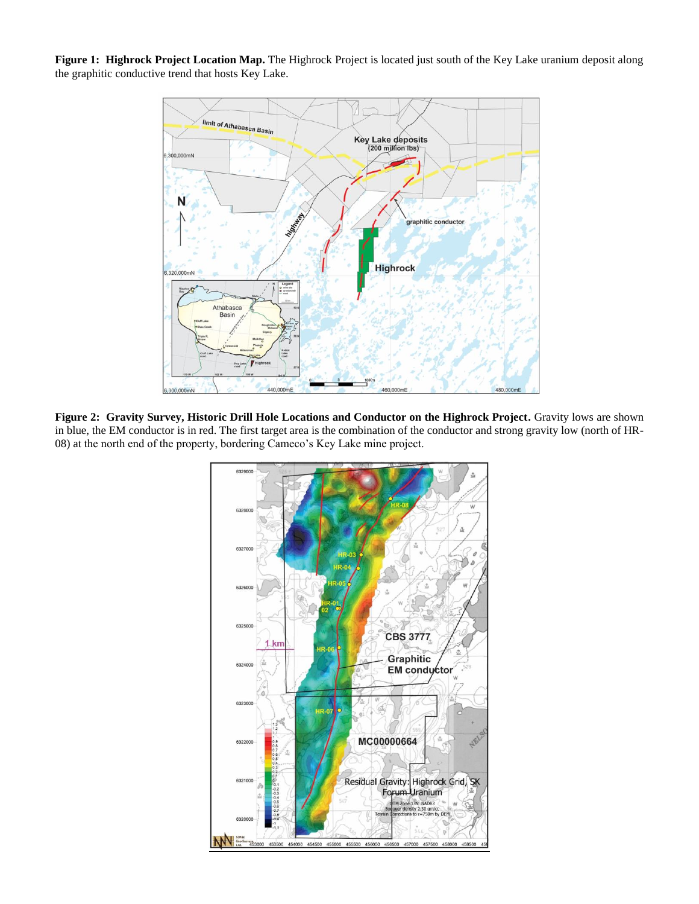**Figure 1: Highrock Project Location Map.** The Highrock Project is located just south of the Key Lake uranium deposit along the graphitic conductive trend that hosts Key Lake.

**Figure 2: Gravity Survey, Historic Drill Hole Locations and Conductor on the Highrock Project.** Gravity lows are shown in blue, the EM conductor is in red. The first target area is the combination of the conductor and strong gravity low (north of HR-08) at the north end of the property, bordering Cameco's Key Lake mine project.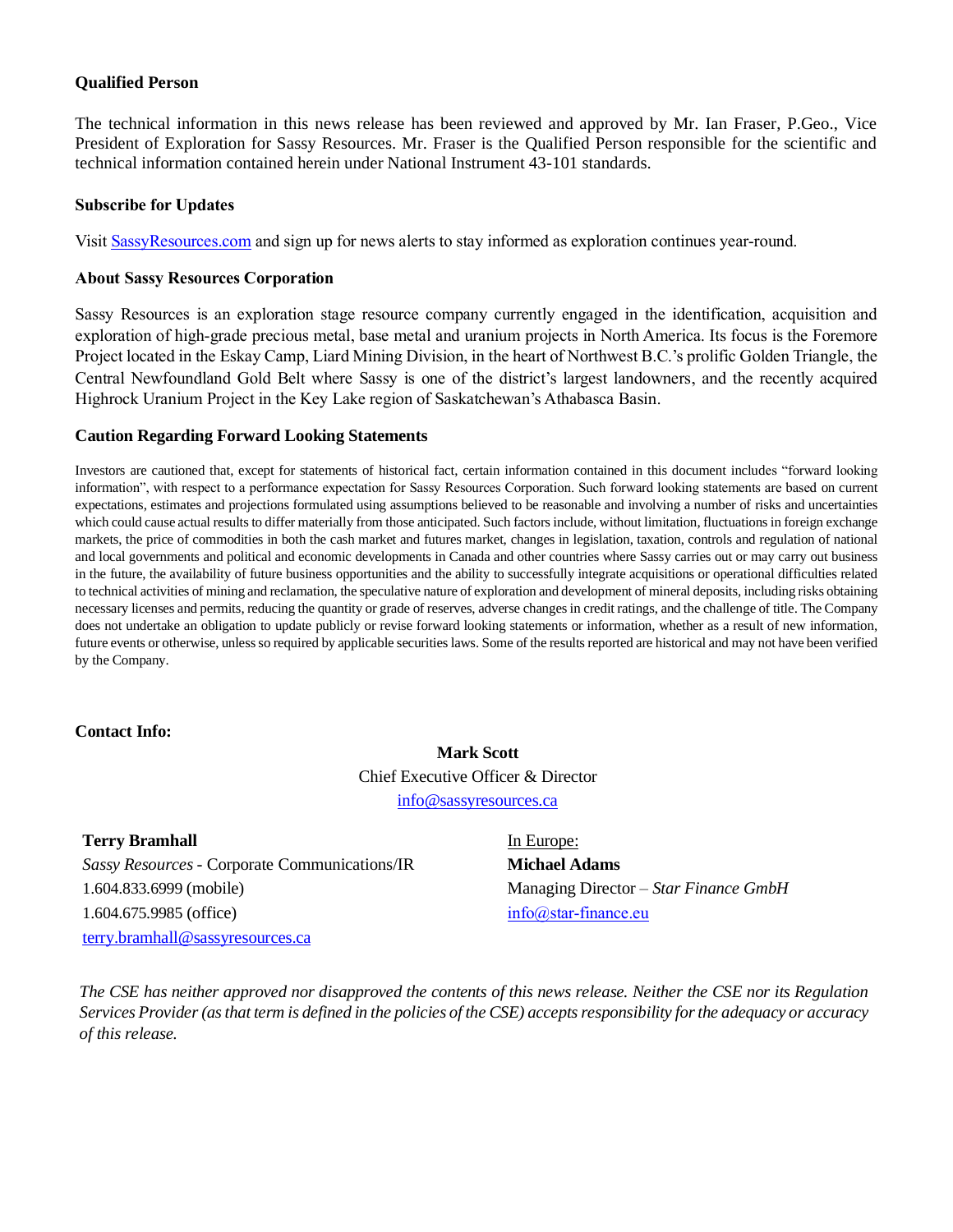**Qualified Person**

The technical information in this news release has been reviewed and approved by Mr. Ian Fraser, P.Geo., Vice President of Exploration for Sassy Resources. Mr. Fraser is the Qualified Person responsible for the scientific and technical information contained herein under National Instrument 43-101 standards.

**Subscribe for Updates**

Visit [SassyResources.com](http://SassyResources.com) and sign up for news alerts to stay informed as exploration continues year-round.

**About Sassy Resources Corporation**

Sassy Resources is an exploration stage resource company currently engaged in the identification, acquisition and exploration of high-grade precious metal, base metal and uranium projects in North America. Its focus is the Foremore Project located in the Eskay Camp, Liard Mining Division, in the heart of Northwest B.C.'s prolific Golden Triangle, the Central Newfoundland Gold Belt where Sassy is one of the district's largest landowners, and the recently acquired Highrock Uranium Project in the Key Lake region of Saskatchewan's Athabasca Basin.

**Caution Regarding Forward Looking Statements**

Investors are cautioned that, except for statements of historical fact, certain information contained in this document includes "forward looking information", with respect to a performance expectation for Sassy Resources Corporation. Such forward looking statements are based on current expectations, estimates and projections formulated using assumptions believed to be reasonable and involving a number of risks and uncertainties which could cause actual results to differ materially from those anticipated. Such factors include, without limitation, fluctuations in foreign exchange markets, the price of commodities in both the cash market and futures market, changes in legislation, taxation, controls and regulation of national and local governments and political and economic developments in Canada and other countries where Sassy carries out or may carry out business in the future, the availability of future business opportunities and the ability to successfully integrate acquisitions or operational difficulties related to technical activities of mining and reclamation, the speculative nature of exploration and development of mineral deposits, including risks obtaining necessary licenses and permits, reducing the quantity or grade of reserves, adverse changes in credit ratings, and the challenge of title. The Company does not undertake an obligation to update publicly or revise forward looking statements or information, whether as a result of new information, future events or otherwise, unless so required by applicable securities laws. Some of the results reported are historical and may not have been verified by the Company.

**Contact Info:**

**Mark Scott**
Chief Executive Officer & Director
[info@sassyresources.ca](mailto:info@sassyresources.ca)

**Terry Bramhall**
*Sassy Resources* - Corporate Communications/IR
1.604.833.6999 (mobile)
1.604.675.9985 (office)
[terry.bramhall@sassyresources.ca](mailto:terry.bramhall@sassyresources.ca)

In Europe:
**Michael Adams**
Managing Director – *Star Finance GmbH*
[info@star-finance.eu](mailto:info@star-finance.eu)

*The CSE has neither approved nor disapproved the contents of this news release. Neither the CSE nor its Regulation Services Provider (as that term is defined in the policies of the CSE) accepts responsibility for the adequacy or accuracy of this release.*